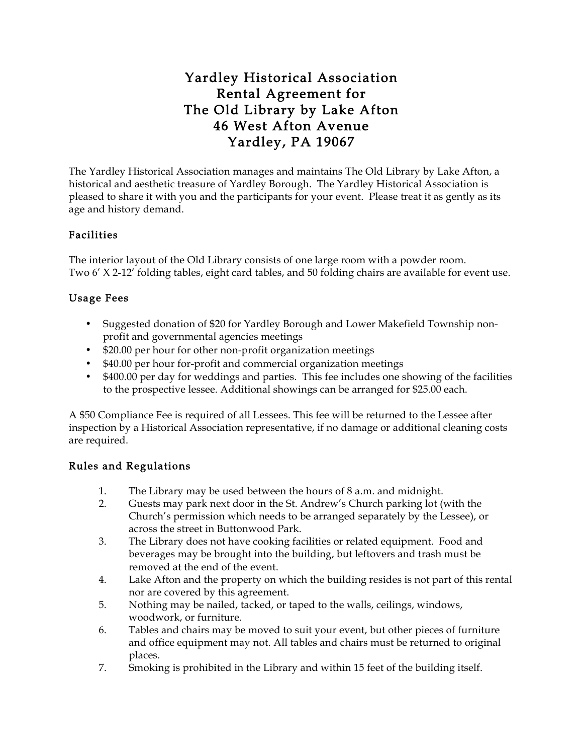# Yardley Historical Association
# Rental Agreement for
# The Old Library by Lake Afton
# 46 West Afton Avenue
# Yardley, PA 19067

The Yardley Historical Association manages and maintains The Old Library by Lake Afton, a historical and aesthetic treasure of Yardley Borough. The Yardley Historical Association is pleased to share it with you and the participants for your event. Please treat it as gently as its age and history demand.

## Facilities

The interior layout of the Old Library consists of one large room with a powder room.
Two 6′ X 2-12′ folding tables, eight card tables, and 50 folding chairs are available for event use.

## Usage Fees

- Suggested donation of $20 for Yardley Borough and Lower Makefield Township non-profit and governmental agencies meetings
- $20.00 per hour for other non-profit organization meetings
- $40.00 per hour for-profit and commercial organization meetings
- $400.00 per day for weddings and parties. This fee includes one showing of the facilities to the prospective lessee. Additional showings can be arranged for $25.00 each.

A $50 Compliance Fee is required of all Lessees. This fee will be returned to the Lessee after inspection by a Historical Association representative, if no damage or additional cleaning costs are required.

## Rules and Regulations

1. The Library may be used between the hours of 8 a.m. and midnight.
2. Guests may park next door in the St. Andrew's Church parking lot (with the Church's permission which needs to be arranged separately by the Lessee), or across the street in Buttonwood Park.
3. The Library does not have cooking facilities or related equipment. Food and beverages may be brought into the building, but leftovers and trash must be removed at the end of the event.
4. Lake Afton and the property on which the building resides is not part of this rental nor are covered by this agreement.
5. Nothing may be nailed, tacked, or taped to the walls, ceilings, windows, woodwork, or furniture.
6. Tables and chairs may be moved to suit your event, but other pieces of furniture and office equipment may not. All tables and chairs must be returned to original places.
7. Smoking is prohibited in the Library and within 15 feet of the building itself.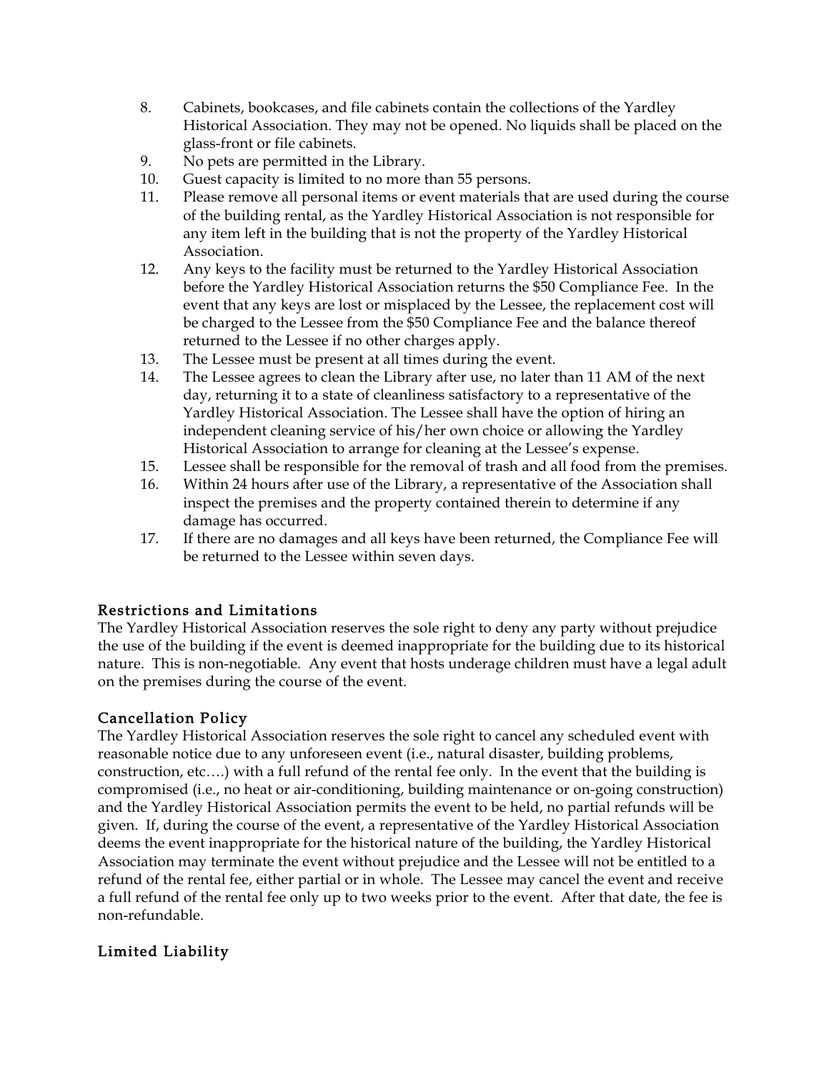8. Cabinets, bookcases, and file cabinets contain the collections of the Yardley Historical Association. They may not be opened. No liquids shall be placed on the glass-front or file cabinets.
9. No pets are permitted in the Library.
10. Guest capacity is limited to no more than 55 persons.
11. Please remove all personal items or event materials that are used during the course of the building rental, as the Yardley Historical Association is not responsible for any item left in the building that is not the property of the Yardley Historical Association.
12. Any keys to the facility must be returned to the Yardley Historical Association before the Yardley Historical Association returns the $50 Compliance Fee. In the event that any keys are lost or misplaced by the Lessee, the replacement cost will be charged to the Lessee from the $50 Compliance Fee and the balance thereof returned to the Lessee if no other charges apply.
13. The Lessee must be present at all times during the event.
14. The Lessee agrees to clean the Library after use, no later than 11 AM of the next day, returning it to a state of cleanliness satisfactory to a representative of the Yardley Historical Association. The Lessee shall have the option of hiring an independent cleaning service of his/her own choice or allowing the Yardley Historical Association to arrange for cleaning at the Lessee's expense.
15. Lessee shall be responsible for the removal of trash and all food from the premises.
16. Within 24 hours after use of the Library, a representative of the Association shall inspect the premises and the property contained therein to determine if any damage has occurred.
17. If there are no damages and all keys have been returned, the Compliance Fee will be returned to the Lessee within seven days.

## Restrictions and Limitations

The Yardley Historical Association reserves the sole right to deny any party without prejudice the use of the building if the event is deemed inappropriate for the building due to its historical nature. This is non-negotiable. Any event that hosts underage children must have a legal adult on the premises during the course of the event.

## Cancellation Policy

The Yardley Historical Association reserves the sole right to cancel any scheduled event with reasonable notice due to any unforeseen event (i.e., natural disaster, building problems, construction, etc….) with a full refund of the rental fee only. In the event that the building is compromised (i.e., no heat or air-conditioning, building maintenance or on-going construction) and the Yardley Historical Association permits the event to be held, no partial refunds will be given. If, during the course of the event, a representative of the Yardley Historical Association deems the event inappropriate for the historical nature of the building, the Yardley Historical Association may terminate the event without prejudice and the Lessee will not be entitled to a refund of the rental fee, either partial or in whole. The Lessee may cancel the event and receive a full refund of the rental fee only up to two weeks prior to the event. After that date, the fee is non-refundable.

## Limited Liability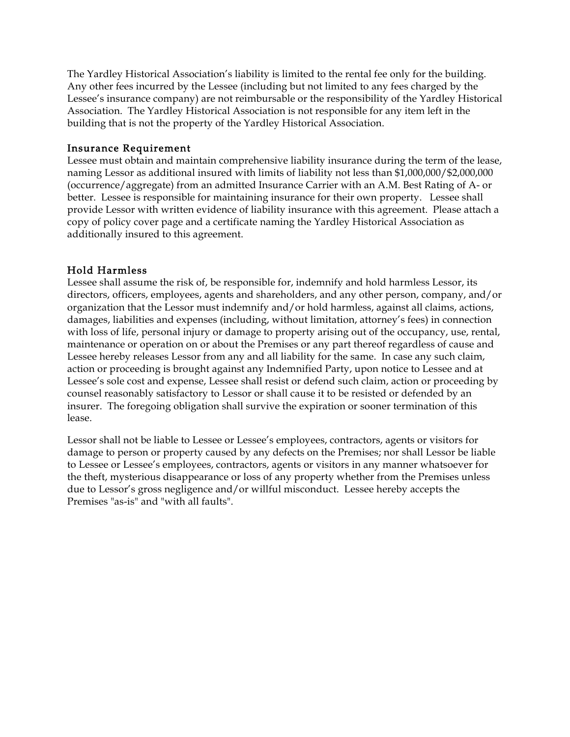The Yardley Historical Association's liability is limited to the rental fee only for the building. Any other fees incurred by the Lessee (including but not limited to any fees charged by the Lessee's insurance company) are not reimbursable or the responsibility of the Yardley Historical Association. The Yardley Historical Association is not responsible for any item left in the building that is not the property of the Yardley Historical Association.

### Insurance Requirement

Lessee must obtain and maintain comprehensive liability insurance during the term of the lease, naming Lessor as additional insured with limits of liability not less than $1,000,000/$2,000,000 (occurrence/aggregate) from an admitted Insurance Carrier with an A.M. Best Rating of A- or better. Lessee is responsible for maintaining insurance for their own property. Lessee shall provide Lessor with written evidence of liability insurance with this agreement. Please attach a copy of policy cover page and a certificate naming the Yardley Historical Association as additionally insured to this agreement.

### Hold Harmless

Lessee shall assume the risk of, be responsible for, indemnify and hold harmless Lessor, its directors, officers, employees, agents and shareholders, and any other person, company, and/or organization that the Lessor must indemnify and/or hold harmless, against all claims, actions, damages, liabilities and expenses (including, without limitation, attorney's fees) in connection with loss of life, personal injury or damage to property arising out of the occupancy, use, rental, maintenance or operation on or about the Premises or any part thereof regardless of cause and Lessee hereby releases Lessor from any and all liability for the same. In case any such claim, action or proceeding is brought against any Indemnified Party, upon notice to Lessee and at Lessee's sole cost and expense, Lessee shall resist or defend such claim, action or proceeding by counsel reasonably satisfactory to Lessor or shall cause it to be resisted or defended by an insurer. The foregoing obligation shall survive the expiration or sooner termination of this lease.

Lessor shall not be liable to Lessee or Lessee's employees, contractors, agents or visitors for damage to person or property caused by any defects on the Premises; nor shall Lessor be liable to Lessee or Lessee's employees, contractors, agents or visitors in any manner whatsoever for the theft, mysterious disappearance or loss of any property whether from the Premises unless due to Lessor's gross negligence and/or willful misconduct. Lessee hereby accepts the Premises "as-is" and "with all faults".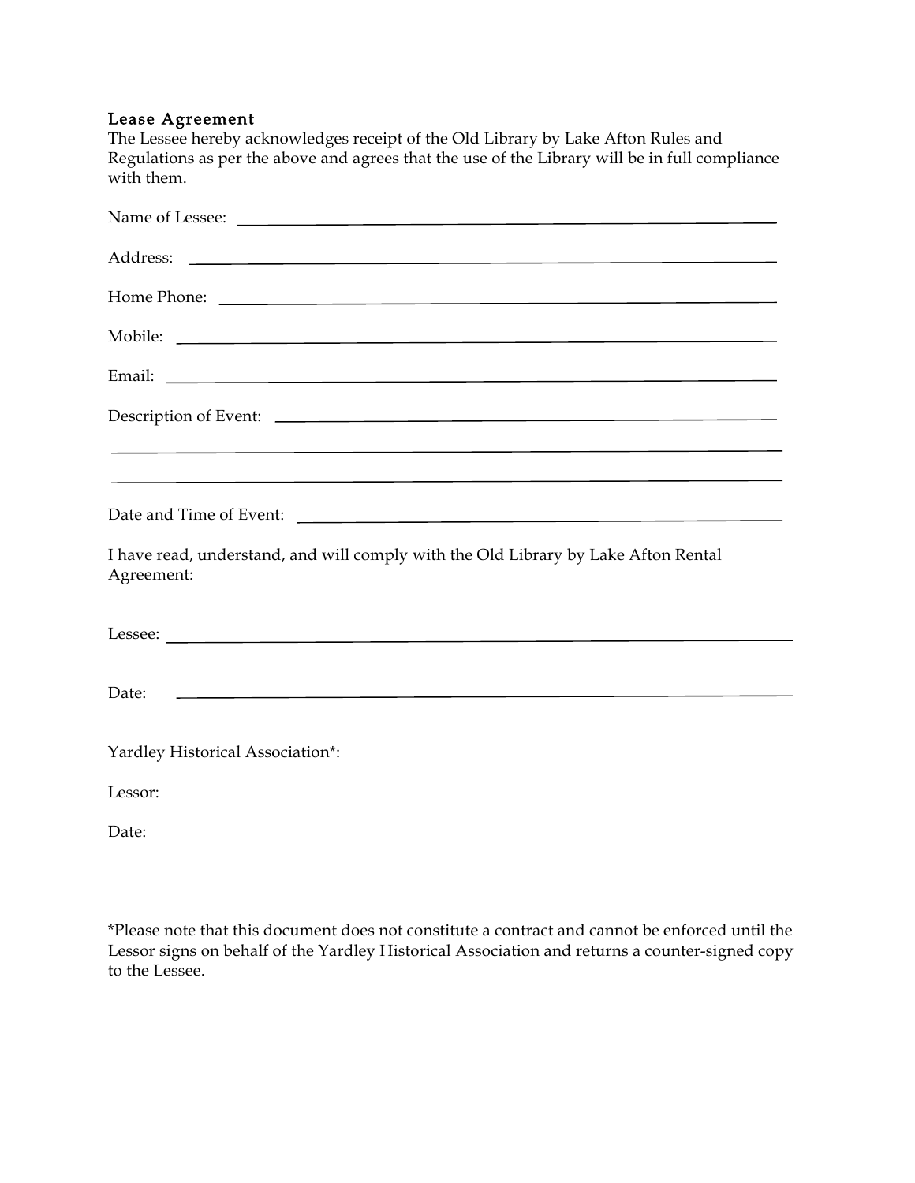## Lease Agreement

The Lessee hereby acknowledges receipt of the Old Library by Lake Afton Rules and Regulations as per the above and agrees that the use of the Library will be in full compliance with them.

Name of Lessee: ______________________________________________

Address: ______________________________________________

Home Phone: ______________________________________________

Mobile: ______________________________________________

Email: ______________________________________________

Description of Event: ______________________________________________

______________________________________________

______________________________________________

Date and Time of Event: ______________________________________________

I have read, understand, and will comply with the Old Library by Lake Afton Rental Agreement:

Lessee: ______________________________________________

Date: ______________________________________________

Yardley Historical Association*:

Lessor:

Date:

*Please note that this document does not constitute a contract and cannot be enforced until the Lessor signs on behalf of the Yardley Historical Association and returns a counter-signed copy to the Lessee.